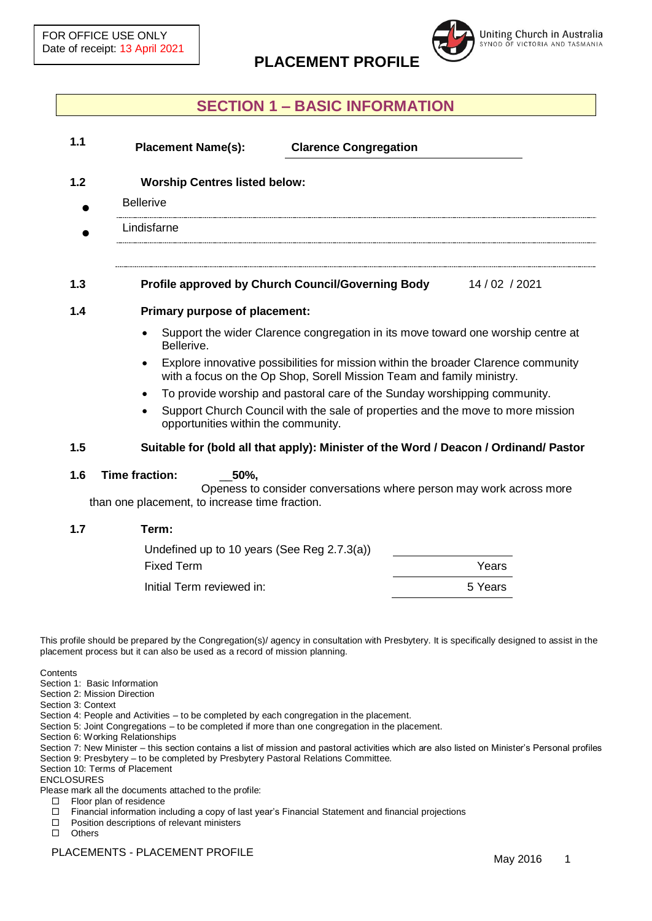FOR OFFICE USE ONLY
Date of receipt: 13 April 2021

Uniting Church in Australia
SYNOD OF VICTORIA AND TASMANIA

# PLACEMENT PROFILE

## SECTION 1 – BASIC INFORMATION

**1.1** **Placement Name(s):** **Clarence Congregation**

**1.2** **Worship Centres listed below:**

- Bellerive
- Lindisfarne

**1.3** **Profile approved by Church Council/Governing Body** 14 / 02 / 2021

**1.4** **Primary purpose of placement:**

- Support the wider Clarence congregation in its move toward one worship centre at Bellerive.
- Explore innovative possibilities for mission within the broader Clarence community with a focus on the Op Shop, Sorell Mission Team and family ministry.
- To provide worship and pastoral care of the Sunday worshipping community.
- Support Church Council with the sale of properties and the move to more mission opportunities within the community.

**1.5** **Suitable for (bold all that apply): Minister of the Word / Deacon / Ordinand/ Pastor**

**1.6** **Time fraction:** __**50%,**
Openess to consider conversations where person may work across more than one placement, to increase time fraction.

**1.7** **Term:**

| | |
|---|---|
| Undefined up to 10 years (See Reg 2.7.3(a)) | |
| Fixed Term | Years |
| Initial Term reviewed in: | 5 Years |

This profile should be prepared by the Congregation(s)/ agency in consultation with Presbytery. It is specifically designed to assist in the placement process but it can also be used as a record of mission planning.

Contents
Section 1: Basic Information
Section 2: Mission Direction
Section 3: Context
Section 4: People and Activities – to be completed by each congregation in the placement.
Section 5: Joint Congregations – to be completed if more than one congregation in the placement.
Section 6: Working Relationships
Section 7: New Minister – this section contains a list of mission and pastoral activities which are also listed on Minister's Personal profiles
Section 9: Presbytery – to be completed by Presbytery Pastoral Relations Committee.
Section 10: Terms of Placement
ENCLOSURES
Please mark all the documents attached to the profile:

- ☐ Floor plan of residence
- ☐ Financial information including a copy of last year's Financial Statement and financial projections
- ☐ Position descriptions of relevant ministers
- ☐ Others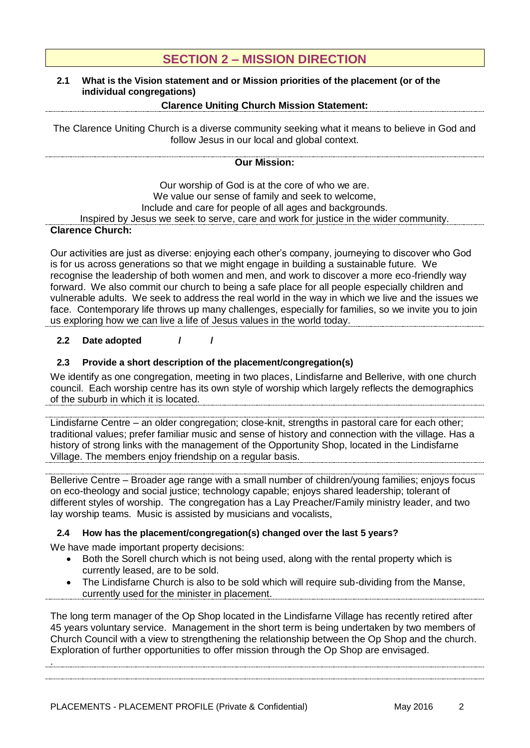## SECTION 2 – MISSION DIRECTION

**2.1 What is the Vision statement and or Mission priorities of the placement (or of the individual congregations)**

**Clarence Uniting Church Mission Statement:**

The Clarence Uniting Church is a diverse community seeking what it means to believe in God and follow Jesus in our local and global context.

**Our Mission:**

Our worship of God is at the core of who we are.
We value our sense of family and seek to welcome,
Include and care for people of all ages and backgrounds.
Inspired by Jesus we seek to serve, care and work for justice in the wider community.

**Clarence Church:**

Our activities are just as diverse: enjoying each other's company, journeying to discover who God is for us across generations so that we might engage in building a sustainable future. We recognise the leadership of both women and men, and work to discover a more eco-friendly way forward. We also commit our church to being a safe place for all people especially children and vulnerable adults. We seek to address the real world in the way in which we live and the issues we face. Contemporary life throws up many challenges, especially for families, so we invite you to join us exploring how we can live a life of Jesus values in the world today.

**2.2 Date adopted / /**

**2.3 Provide a short description of the placement/congregation(s)**

We identify as one congregation, meeting in two places, Lindisfarne and Bellerive, with one church council. Each worship centre has its own style of worship which largely reflects the demographics of the suburb in which it is located.

Lindisfarne Centre – an older congregation; close-knit, strengths in pastoral care for each other; traditional values; prefer familiar music and sense of history and connection with the village. Has a history of strong links with the management of the Opportunity Shop, located in the Lindisfarne Village. The members enjoy friendship on a regular basis.

Bellerive Centre – Broader age range with a small number of children/young families; enjoys focus on eco-theology and social justice; technology capable; enjoys shared leadership; tolerant of different styles of worship. The congregation has a Lay Preacher/Family ministry leader, and two lay worship teams. Music is assisted by musicians and vocalists,

**2.4 How has the placement/congregation(s) changed over the last 5 years?**

We have made important property decisions:

- Both the Sorell church which is not being used, along with the rental property which is currently leased, are to be sold.
- The Lindisfarne Church is also to be sold which will require sub-dividing from the Manse, currently used for the minister in placement.

The long term manager of the Op Shop located in the Lindisfarne Village has recently retired after 45 years voluntary service. Management in the short term is being undertaken by two members of Church Council with a view to strengthening the relationship between the Op Shop and the church. Exploration of further opportunities to offer mission through the Op Shop are envisaged.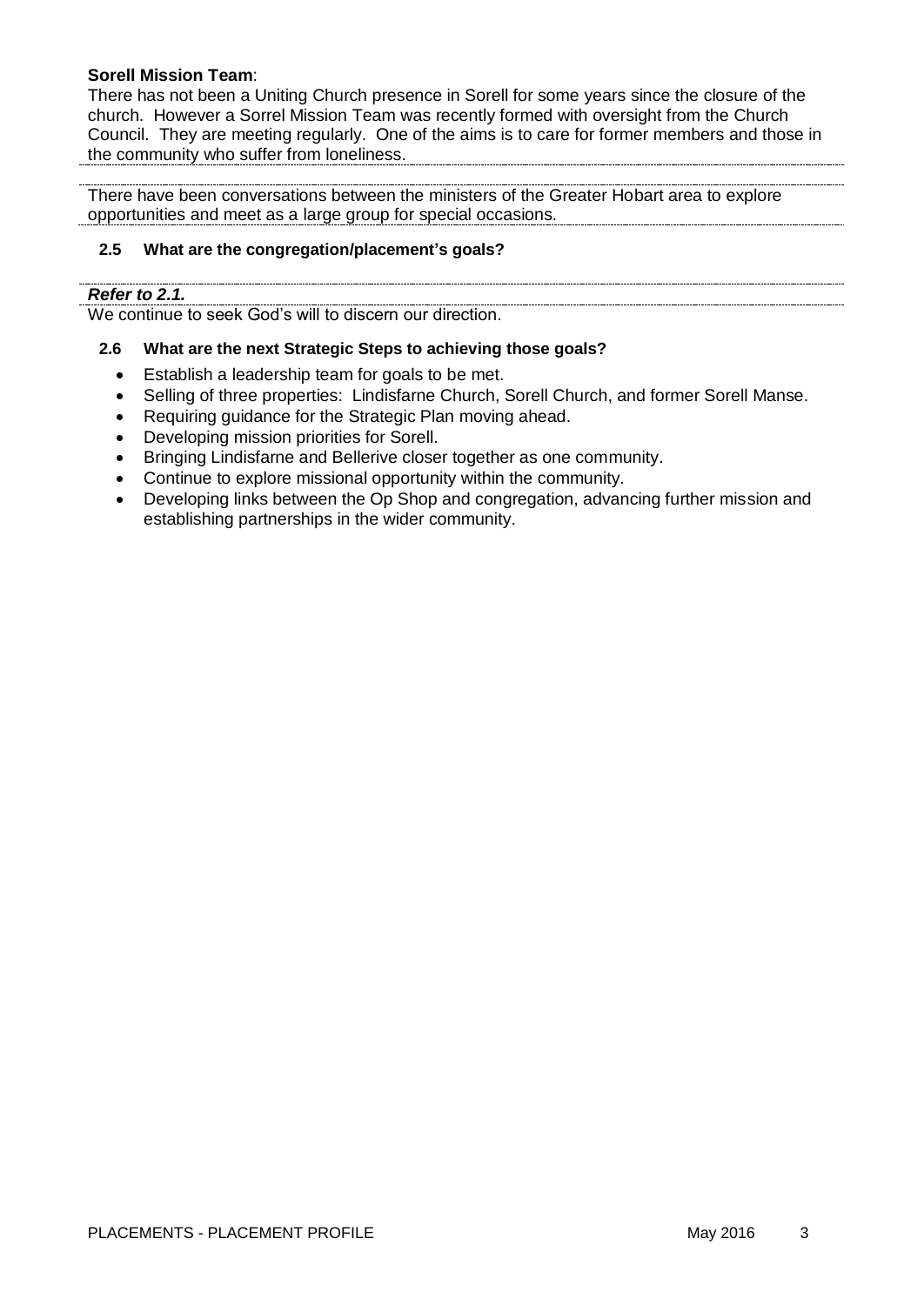**Sorell Mission Team**:
There has not been a Uniting Church presence in Sorell for some years since the closure of the church. However a Sorrel Mission Team was recently formed with oversight from the Church Council. They are meeting regularly. One of the aims is to care for former members and those in the community who suffer from loneliness.

There have been conversations between the ministers of the Greater Hobart area to explore opportunities and meet as a large group for special occasions.

### 2.5 What are the congregation/placement's goals?

***Refer to 2.1.***
We continue to seek God's will to discern our direction.

### 2.6 What are the next Strategic Steps to achieving those goals?

- Establish a leadership team for goals to be met.
- Selling of three properties: Lindisfarne Church, Sorell Church, and former Sorell Manse.
- Requiring guidance for the Strategic Plan moving ahead.
- Developing mission priorities for Sorell.
- Bringing Lindisfarne and Bellerive closer together as one community.
- Continue to explore missional opportunity within the community.
- Developing links between the Op Shop and congregation, advancing further mission and establishing partnerships in the wider community.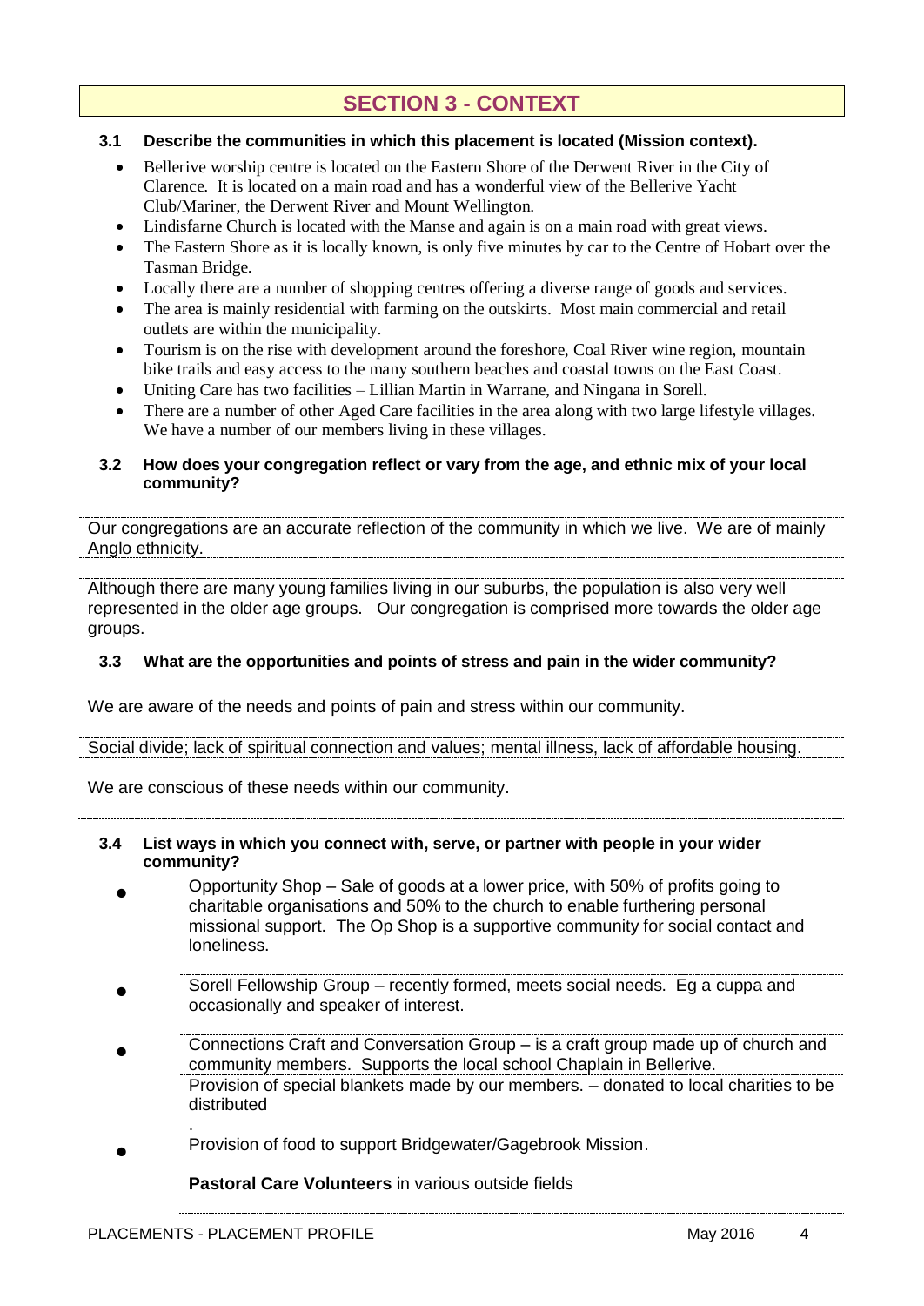# SECTION 3 - CONTEXT

**3.1 Describe the communities in which this placement is located (Mission context).**

- Bellerive worship centre is located on the Eastern Shore of the Derwent River in the City of Clarence. It is located on a main road and has a wonderful view of the Bellerive Yacht Club/Mariner, the Derwent River and Mount Wellington.
- Lindisfarne Church is located with the Manse and again is on a main road with great views.
- The Eastern Shore as it is locally known, is only five minutes by car to the Centre of Hobart over the Tasman Bridge.
- Locally there are a number of shopping centres offering a diverse range of goods and services.
- The area is mainly residential with farming on the outskirts. Most main commercial and retail outlets are within the municipality.
- Tourism is on the rise with development around the foreshore, Coal River wine region, mountain bike trails and easy access to the many southern beaches and coastal towns on the East Coast.
- Uniting Care has two facilities – Lillian Martin in Warrane, and Ningana in Sorell.
- There are a number of other Aged Care facilities in the area along with two large lifestyle villages. We have a number of our members living in these villages.

**3.2 How does your congregation reflect or vary from the age, and ethnic mix of your local community?**

Our congregations are an accurate reflection of the community in which we live. We are of mainly Anglo ethnicity.

Although there are many young families living in our suburbs, the population is also very well represented in the older age groups. Our congregation is comprised more towards the older age groups.

**3.3 What are the opportunities and points of stress and pain in the wider community?**

We are aware of the needs and points of pain and stress within our community.

Social divide; lack of spiritual connection and values; mental illness, lack of affordable housing.

We are conscious of these needs within our community.

**3.4 List ways in which you connect with, serve, or partner with people in your wider community?**

- Opportunity Shop – Sale of goods at a lower price, with 50% of profits going to charitable organisations and 50% to the church to enable furthering personal missional support. The Op Shop is a supportive community for social contact and loneliness.
- Sorell Fellowship Group – recently formed, meets social needs. Eg a cuppa and occasionally and speaker of interest.
- Connections Craft and Conversation Group – is a craft group made up of church and community members. Supports the local school Chaplain in Bellerive.
  Provision of special blankets made by our members. – donated to local charities to be distributed
- Provision of food to support Bridgewater/Gagebrook Mission.

  **Pastoral Care Volunteers** in various outside fields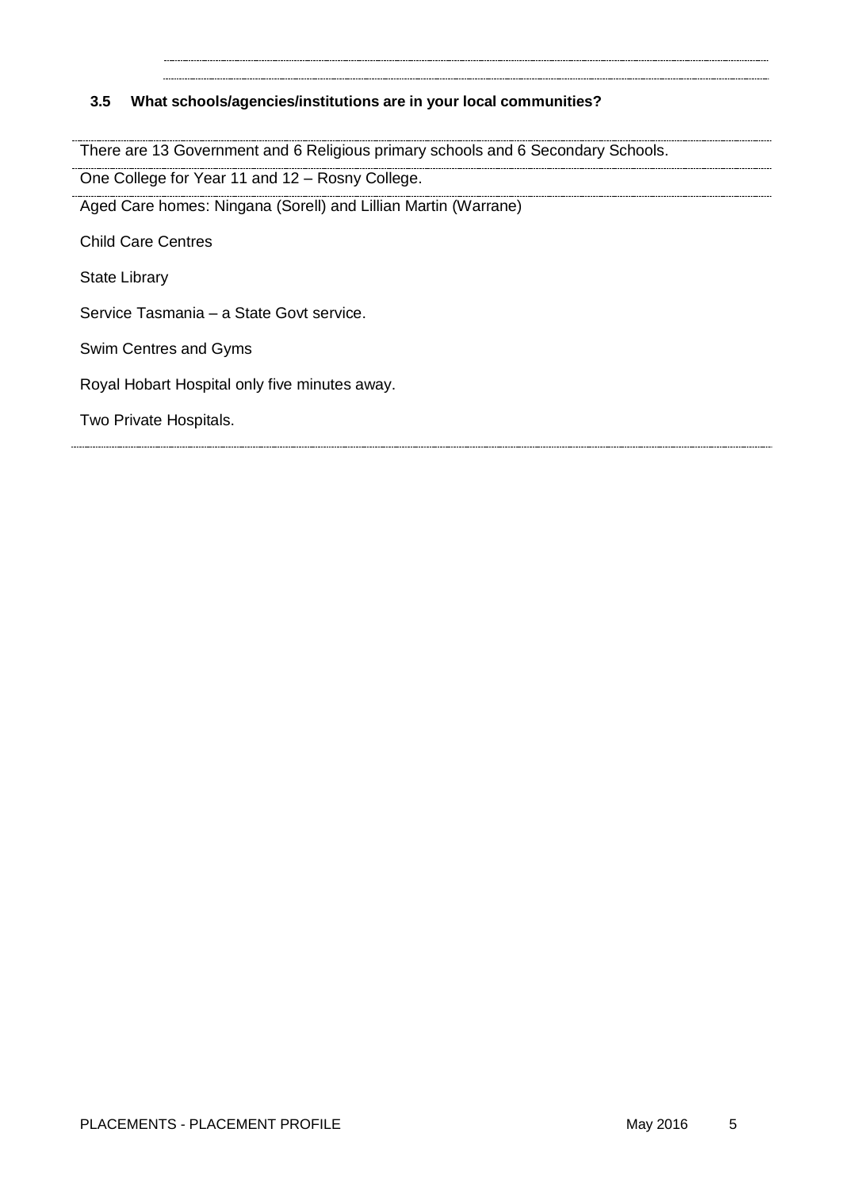### 3.5 What schools/agencies/institutions are in your local communities?

There are 13 Government and 6 Religious primary schools and 6 Secondary Schools.

One College for Year 11 and 12 – Rosny College.

Aged Care homes: Ningana (Sorell) and Lillian Martin (Warrane)

Child Care Centres

State Library

Service Tasmania – a State Govt service.

Swim Centres and Gyms

Royal Hobart Hospital only five minutes away.

Two Private Hospitals.